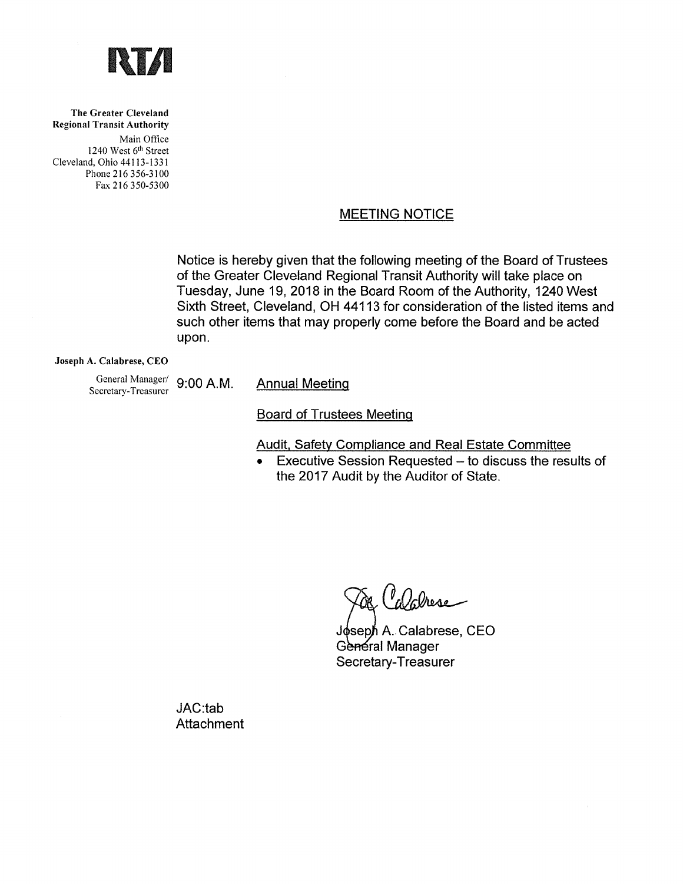**RTA**

**The Greater Cleveland Regional Transit Authority**
Main Office
1240 West 6th Street
Cleveland, Ohio 44113-1331
Phone 216 356-3100
Fax 216 350-5300

**Joseph A. Calabrese, CEO**
General Manager/
Secretary-Treasurer

## MEETING NOTICE

Notice is hereby given that the following meeting of the Board of Trustees of the Greater Cleveland Regional Transit Authority will take place on Tuesday, June 19, 2018 in the Board Room of the Authority, 1240 West Sixth Street, Cleveland, OH 44113 for consideration of the listed items and such other items that may properly come before the Board and be acted upon.

9:00 A.M. Annual Meeting

Board of Trustees Meeting

Audit, Safety Compliance and Real Estate Committee

- Executive Session Requested – to discuss the results of the 2017 Audit by the Auditor of State.

Joseph A. Calabrese, CEO
General Manager
Secretary-Treasurer

JAC:tab
Attachment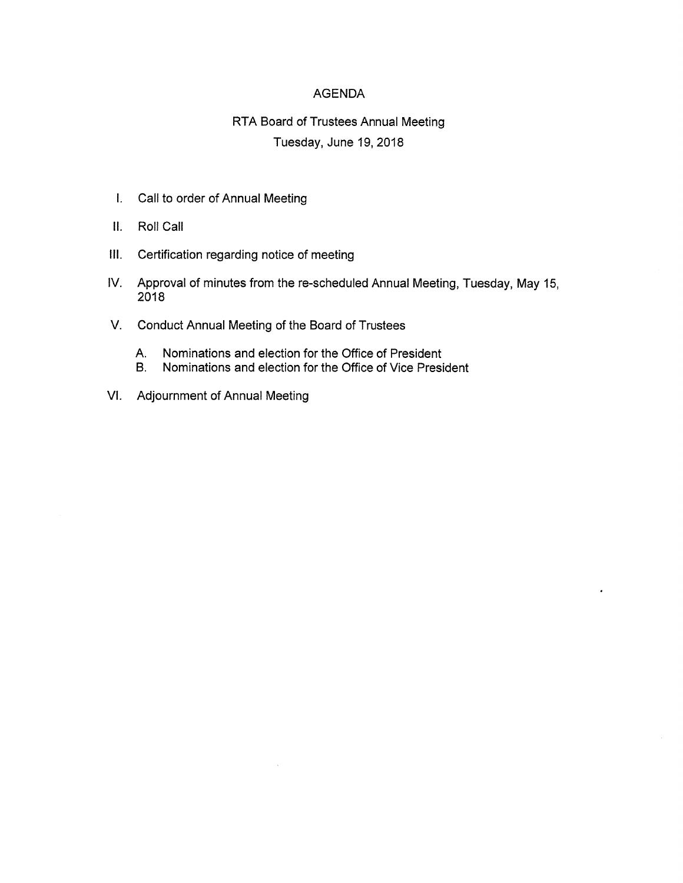# AGENDA

## RTA Board of Trustees Annual Meeting

Tuesday, June 19, 2018

I. Call to order of Annual Meeting

II. Roll Call

III. Certification regarding notice of meeting

IV. Approval of minutes from the re-scheduled Annual Meeting, Tuesday, May 15, 2018

V. Conduct Annual Meeting of the Board of Trustees

   A. Nominations and election for the Office of President
   
   B. Nominations and election for the Office of Vice President

VI. Adjournment of Annual Meeting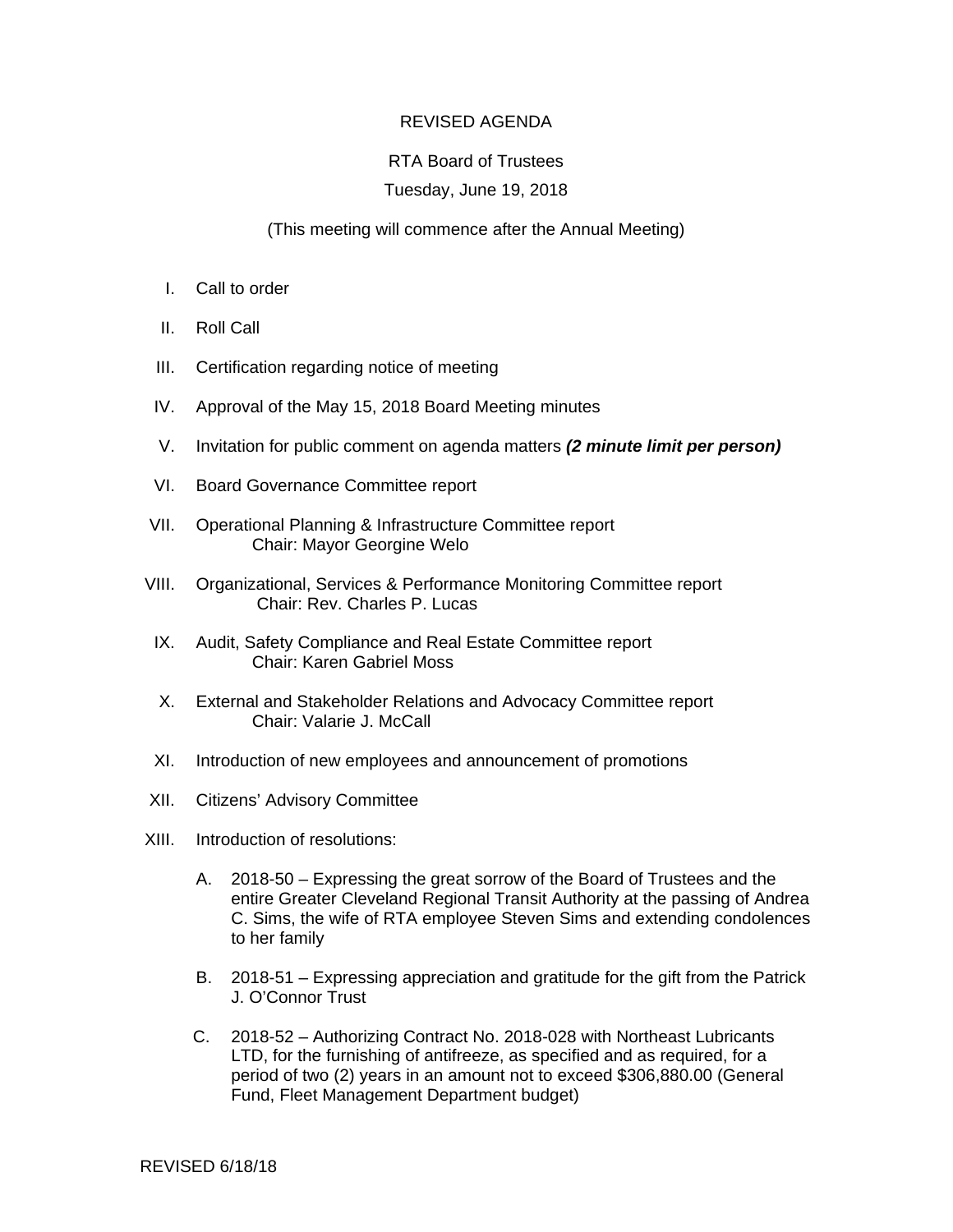REVISED AGENDA

RTA Board of Trustees

Tuesday, June 19, 2018

(This meeting will commence after the Annual Meeting)

I. Call to order

II. Roll Call

III. Certification regarding notice of meeting

IV. Approval of the May 15, 2018 Board Meeting minutes

V. Invitation for public comment on agenda matters ***(2 minute limit per person)***

VI. Board Governance Committee report

VII. Operational Planning & Infrastructure Committee report
Chair: Mayor Georgine Welo

VIII. Organizational, Services & Performance Monitoring Committee report
Chair: Rev. Charles P. Lucas

IX. Audit, Safety Compliance and Real Estate Committee report
Chair: Karen Gabriel Moss

X. External and Stakeholder Relations and Advocacy Committee report
Chair: Valarie J. McCall

XI. Introduction of new employees and announcement of promotions

XII. Citizens' Advisory Committee

XIII. Introduction of resolutions:

A. 2018-50 – Expressing the great sorrow of the Board of Trustees and the entire Greater Cleveland Regional Transit Authority at the passing of Andrea C. Sims, the wife of RTA employee Steven Sims and extending condolences to her family

B. 2018-51 – Expressing appreciation and gratitude for the gift from the Patrick J. O'Connor Trust

C. 2018-52 – Authorizing Contract No. 2018-028 with Northeast Lubricants LTD, for the furnishing of antifreeze, as specified and as required, for a period of two (2) years in an amount not to exceed $306,880.00 (General Fund, Fleet Management Department budget)

REVISED 6/18/18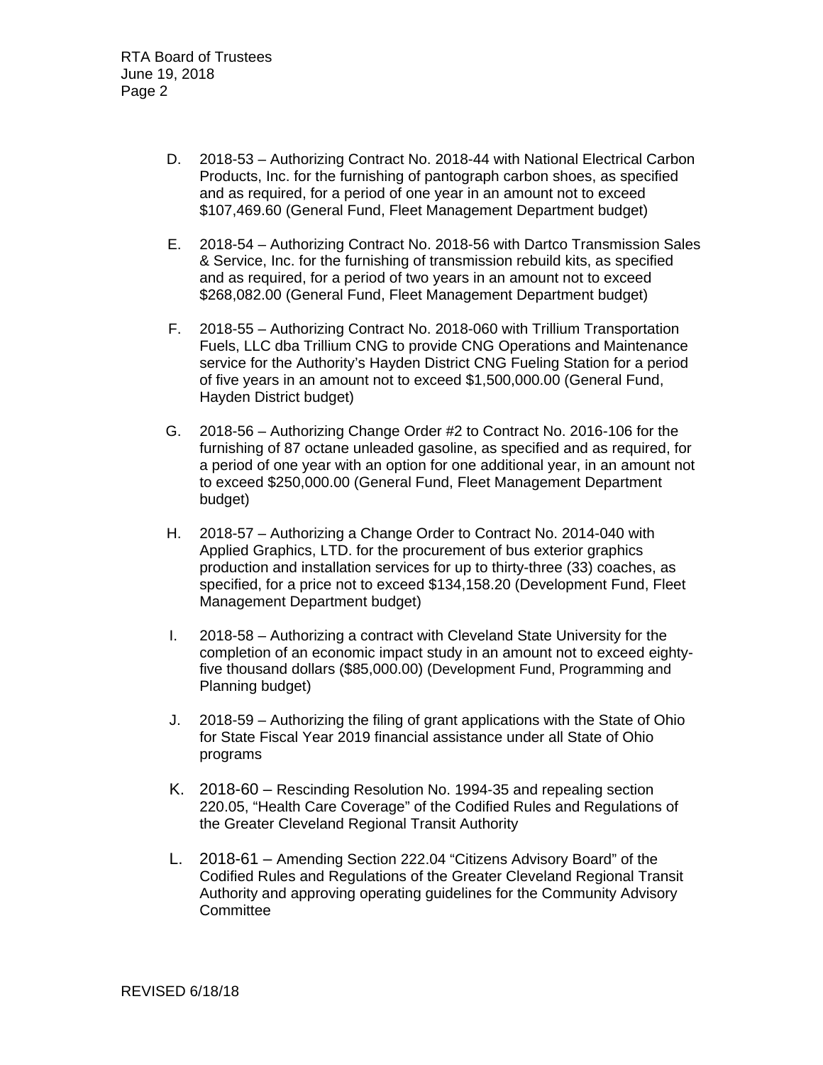D. 2018-53 – Authorizing Contract No. 2018-44 with National Electrical Carbon Products, Inc. for the furnishing of pantograph carbon shoes, as specified and as required, for a period of one year in an amount not to exceed $107,469.60 (General Fund, Fleet Management Department budget)

E. 2018-54 – Authorizing Contract No. 2018-56 with Dartco Transmission Sales & Service, Inc. for the furnishing of transmission rebuild kits, as specified and as required, for a period of two years in an amount not to exceed $268,082.00 (General Fund, Fleet Management Department budget)

F. 2018-55 – Authorizing Contract No. 2018-060 with Trillium Transportation Fuels, LLC dba Trillium CNG to provide CNG Operations and Maintenance service for the Authority's Hayden District CNG Fueling Station for a period of five years in an amount not to exceed $1,500,000.00 (General Fund, Hayden District budget)

G. 2018-56 – Authorizing Change Order #2 to Contract No. 2016-106 for the furnishing of 87 octane unleaded gasoline, as specified and as required, for a period of one year with an option for one additional year, in an amount not to exceed $250,000.00 (General Fund, Fleet Management Department budget)

H. 2018-57 – Authorizing a Change Order to Contract No. 2014-040 with Applied Graphics, LTD. for the procurement of bus exterior graphics production and installation services for up to thirty-three (33) coaches, as specified, for a price not to exceed $134,158.20 (Development Fund, Fleet Management Department budget)

I. 2018-58 – Authorizing a contract with Cleveland State University for the completion of an economic impact study in an amount not to exceed eighty-five thousand dollars ($85,000.00) (Development Fund, Programming and Planning budget)

J. 2018-59 – Authorizing the filing of grant applications with the State of Ohio for State Fiscal Year 2019 financial assistance under all State of Ohio programs

K. 2018-60 – Rescinding Resolution No. 1994-35 and repealing section 220.05, "Health Care Coverage" of the Codified Rules and Regulations of the Greater Cleveland Regional Transit Authority

L. 2018-61 – Amending Section 222.04 "Citizens Advisory Board" of the Codified Rules and Regulations of the Greater Cleveland Regional Transit Authority and approving operating guidelines for the Community Advisory Committee

REVISED 6/18/18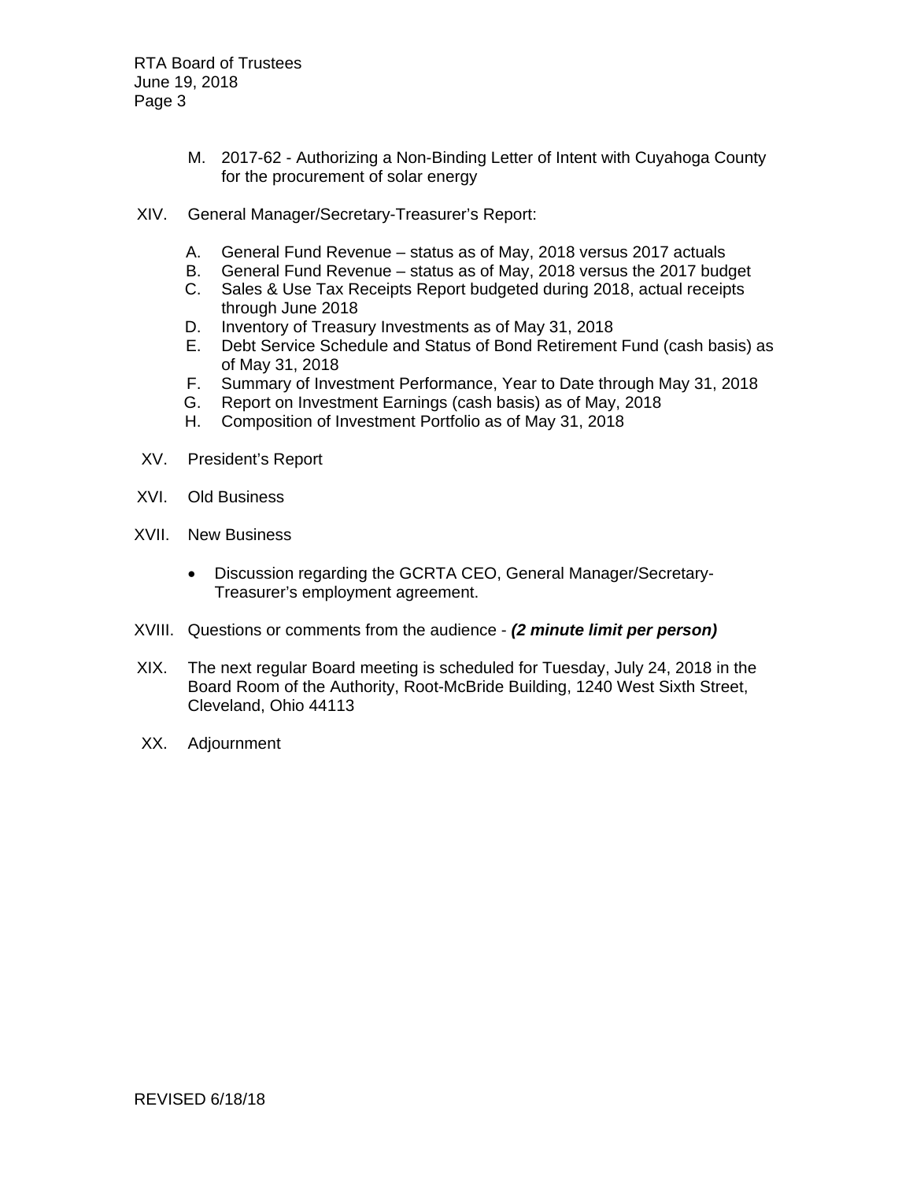M. 2017-62 - Authorizing a Non-Binding Letter of Intent with Cuyahoga County for the procurement of solar energy

XIV. General Manager/Secretary-Treasurer's Report:

A. General Fund Revenue – status as of May, 2018 versus 2017 actuals
B. General Fund Revenue – status as of May, 2018 versus the 2017 budget
C. Sales & Use Tax Receipts Report budgeted during 2018, actual receipts through June 2018
D. Inventory of Treasury Investments as of May 31, 2018
E. Debt Service Schedule and Status of Bond Retirement Fund (cash basis) as of May 31, 2018
F. Summary of Investment Performance, Year to Date through May 31, 2018
G. Report on Investment Earnings (cash basis) as of May, 2018
H. Composition of Investment Portfolio as of May 31, 2018

XV. President's Report

XVI. Old Business

XVII. New Business

- Discussion regarding the GCRTA CEO, General Manager/Secretary-Treasurer's employment agreement.

XVIII. Questions or comments from the audience - ***(2 minute limit per person)***

XIX. The next regular Board meeting is scheduled for Tuesday, July 24, 2018 in the Board Room of the Authority, Root-McBride Building, 1240 West Sixth Street, Cleveland, Ohio 44113

XX. Adjournment

REVISED 6/18/18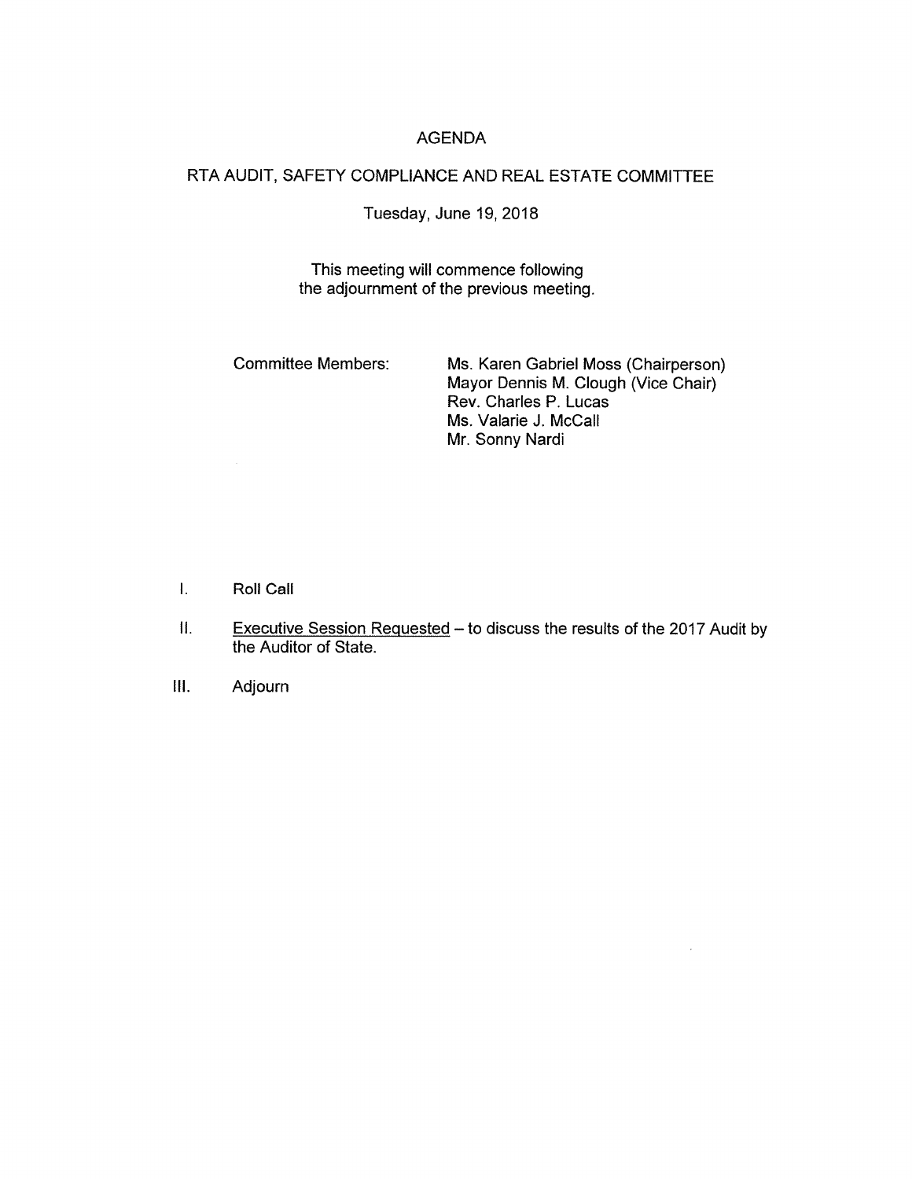# AGENDA

## RTA AUDIT, SAFETY COMPLIANCE AND REAL ESTATE COMMITTEE

Tuesday, June 19, 2018

This meeting will commence following
the adjournment of the previous meeting.

Committee Members:

Ms. Karen Gabriel Moss (Chairperson)
Mayor Dennis M. Clough (Vice Chair)
Rev. Charles P. Lucas
Ms. Valarie J. McCall
Mr. Sonny Nardi

I. Roll Call

II. Executive Session Requested – to discuss the results of the 2017 Audit by the Auditor of State.

III. Adjourn